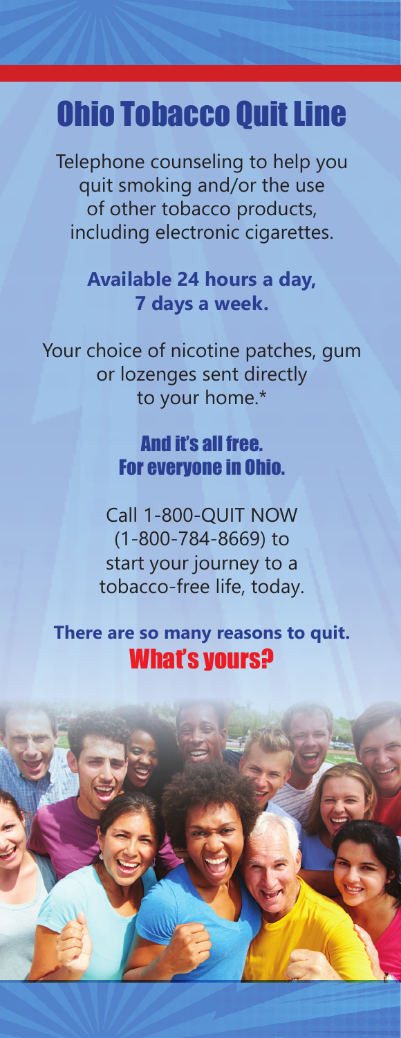# Ohio Tobacco Quit Line

Telephone counseling to help you quit smoking and/or the use of other tobacco products, including electronic cigarettes.

**Available 24 hours a day, 7 days a week.**

Your choice of nicotine patches, gum or lozenges sent directly to your home.*

**And it's all free. For everyone in Ohio.**

Call 1-800-QUIT NOW (1-800-784-8669) to start your journey to a tobacco-free life, today.

**There are so many reasons to quit.**
**What's yours?**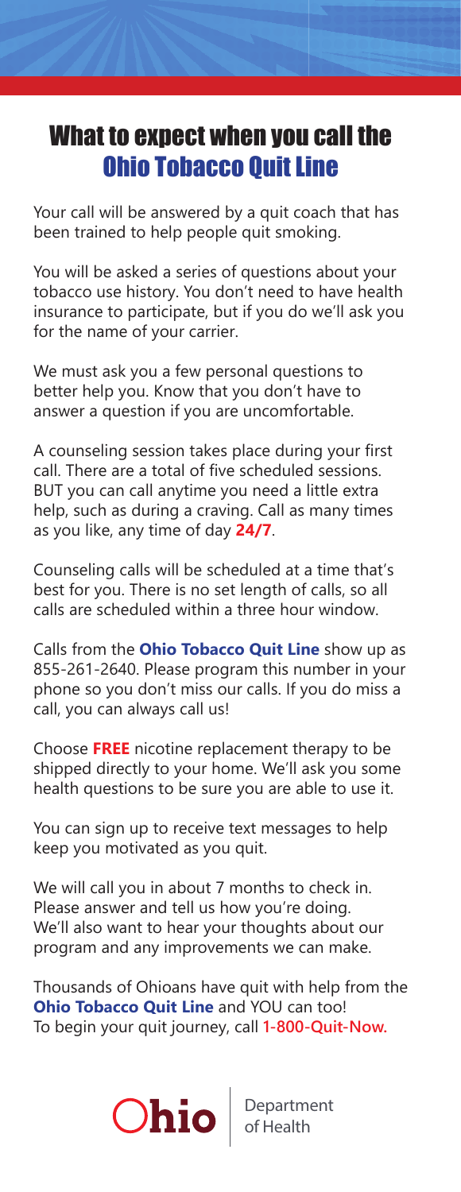# What to expect when you call the Ohio Tobacco Quit Line

Your call will be answered by a quit coach that has been trained to help people quit smoking.

You will be asked a series of questions about your tobacco use history. You don't need to have health insurance to participate, but if you do we'll ask you for the name of your carrier.

We must ask you a few personal questions to better help you. Know that you don't have to answer a question if you are uncomfortable.

A counseling session takes place during your first call. There are a total of five scheduled sessions. BUT you can call anytime you need a little extra help, such as during a craving. Call as many times as you like, any time of day **24/7**.

Counseling calls will be scheduled at a time that's best for you. There is no set length of calls, so all calls are scheduled within a three hour window.

Calls from the **Ohio Tobacco Quit Line** show up as 855-261-2640. Please program this number in your phone so you don't miss our calls. If you do miss a call, you can always call us!

Choose **FREE** nicotine replacement therapy to be shipped directly to your home. We'll ask you some health questions to be sure you are able to use it.

You can sign up to receive text messages to help keep you motivated as you quit.

We will call you in about 7 months to check in. Please answer and tell us how you're doing. We'll also want to hear your thoughts about our program and any improvements we can make.

Thousands of Ohioans have quit with help from the **Ohio Tobacco Quit Line** and YOU can too! To begin your quit journey, call **1-800-Quit-Now.**

Ohio | Department of Health